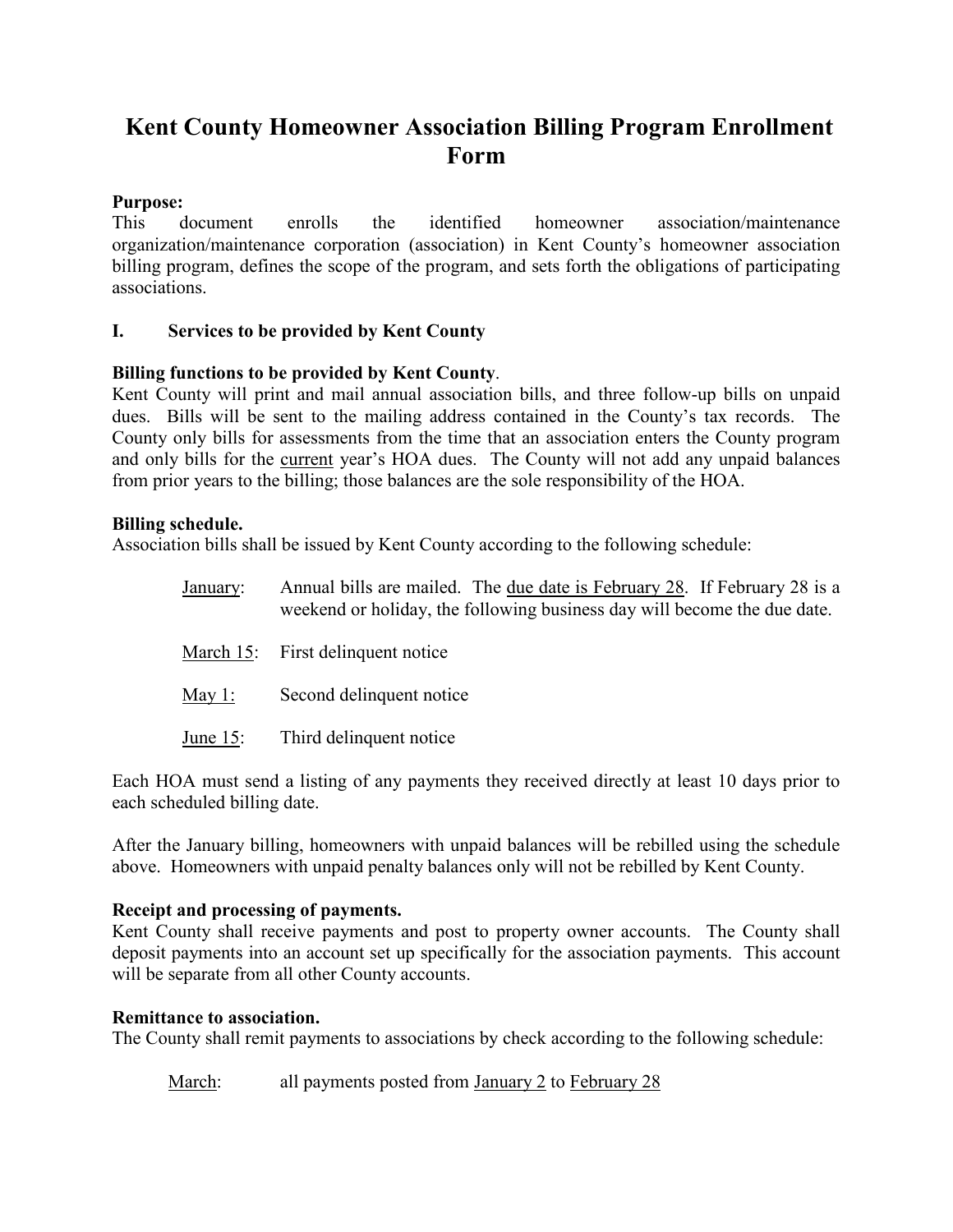# Kent County Homeowner Association Billing Program Enrollment Form

**Purpose:**
This document enrolls the identified homeowner association/maintenance organization/maintenance corporation (association) in Kent County's homeowner association billing program, defines the scope of the program, and sets forth the obligations of participating associations.

## I. Services to be provided by Kent County

**Billing functions to be provided by Kent County**.
Kent County will print and mail annual association bills, and three follow-up bills on unpaid dues. Bills will be sent to the mailing address contained in the County's tax records. The County only bills for assessments from the time that an association enters the County program and only bills for the current year's HOA dues. The County will not add any unpaid balances from prior years to the billing; those balances are the sole responsibility of the HOA.

**Billing schedule.**
Association bills shall be issued by Kent County according to the following schedule:

- January: Annual bills are mailed. The due date is February 28. If February 28 is a weekend or holiday, the following business day will become the due date.
- March 15: First delinquent notice
- May 1: Second delinquent notice
- June 15: Third delinquent notice

Each HOA must send a listing of any payments they received directly at least 10 days prior to each scheduled billing date.

After the January billing, homeowners with unpaid balances will be rebilled using the schedule above. Homeowners with unpaid penalty balances only will not be rebilled by Kent County.

**Receipt and processing of payments.**
Kent County shall receive payments and post to property owner accounts. The County shall deposit payments into an account set up specifically for the association payments. This account will be separate from all other County accounts.

**Remittance to association.**
The County shall remit payments to associations by check according to the following schedule:

- March: all payments posted from January 2 to February 28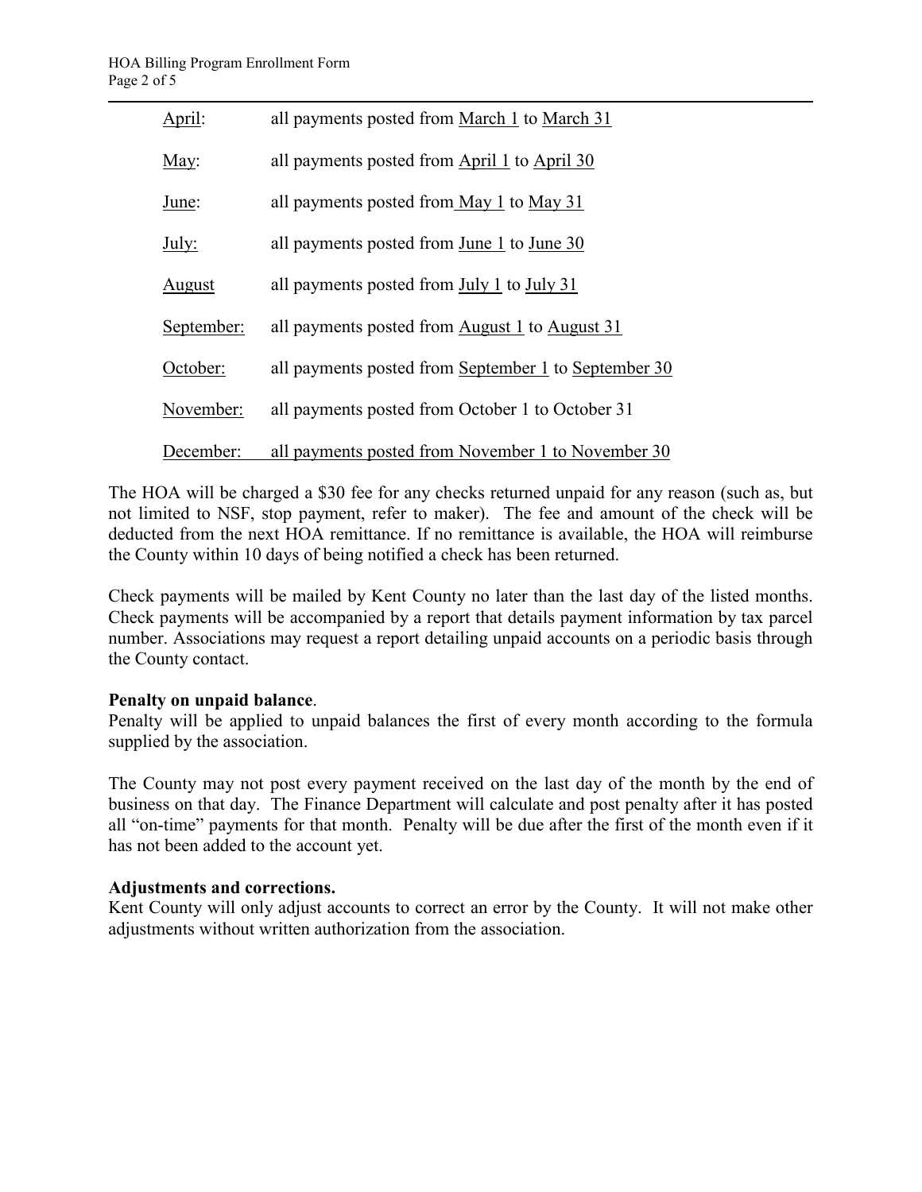| | |
|---|---|
| April: | all payments posted from March 1 to March 31 |
| May: | all payments posted from April 1 to April 30 |
| June: | all payments posted from May 1 to May 31 |
| July: | all payments posted from June 1 to June 30 |
| August | all payments posted from July 1 to July 31 |
| September: | all payments posted from August 1 to August 31 |
| October: | all payments posted from September 1 to September 30 |
| November: | all payments posted from October 1 to October 31 |
| December: | all payments posted from November 1 to November 30 |

The HOA will be charged a $30 fee for any checks returned unpaid for any reason (such as, but not limited to NSF, stop payment, refer to maker). The fee and amount of the check will be deducted from the next HOA remittance. If no remittance is available, the HOA will reimburse the County within 10 days of being notified a check has been returned.

Check payments will be mailed by Kent County no later than the last day of the listed months. Check payments will be accompanied by a report that details payment information by tax parcel number. Associations may request a report detailing unpaid accounts on a periodic basis through the County contact.

**Penalty on unpaid balance**.
Penalty will be applied to unpaid balances the first of every month according to the formula supplied by the association.

The County may not post every payment received on the last day of the month by the end of business on that day. The Finance Department will calculate and post penalty after it has posted all "on-time" payments for that month. Penalty will be due after the first of the month even if it has not been added to the account yet.

**Adjustments and corrections.**
Kent County will only adjust accounts to correct an error by the County. It will not make other adjustments without written authorization from the association.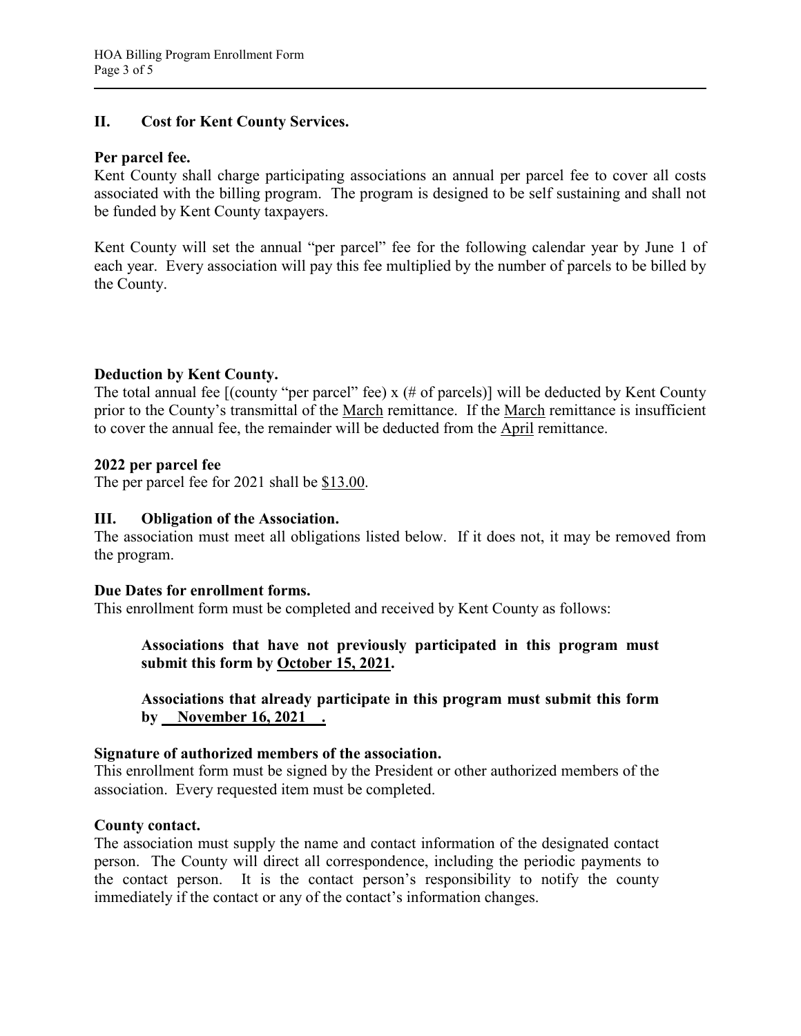## II. Cost for Kent County Services.

**Per parcel fee.**

Kent County shall charge participating associations an annual per parcel fee to cover all costs associated with the billing program. The program is designed to be self sustaining and shall not be funded by Kent County taxpayers.

Kent County will set the annual "per parcel" fee for the following calendar year by June 1 of each year. Every association will pay this fee multiplied by the number of parcels to be billed by the County.

**Deduction by Kent County.**

The total annual fee [(county "per parcel" fee) x (# of parcels)] will be deducted by Kent County prior to the County's transmittal of the March remittance. If the March remittance is insufficient to cover the annual fee, the remainder will be deducted from the April remittance.

**2022 per parcel fee**

The per parcel fee for 2021 shall be $13.00.

## III. Obligation of the Association.

The association must meet all obligations listed below. If it does not, it may be removed from the program.

**Due Dates for enrollment forms.**

This enrollment form must be completed and received by Kent County as follows:

> **Associations that have not previously participated in this program must submit this form by October 15, 2021.**
>
> **Associations that already participate in this program must submit this form by November 16, 2021 .**

**Signature of authorized members of the association.**

This enrollment form must be signed by the President or other authorized members of the association. Every requested item must be completed.

**County contact.**

The association must supply the name and contact information of the designated contact person. The County will direct all correspondence, including the periodic payments to the contact person. It is the contact person's responsibility to notify the county immediately if the contact or any of the contact's information changes.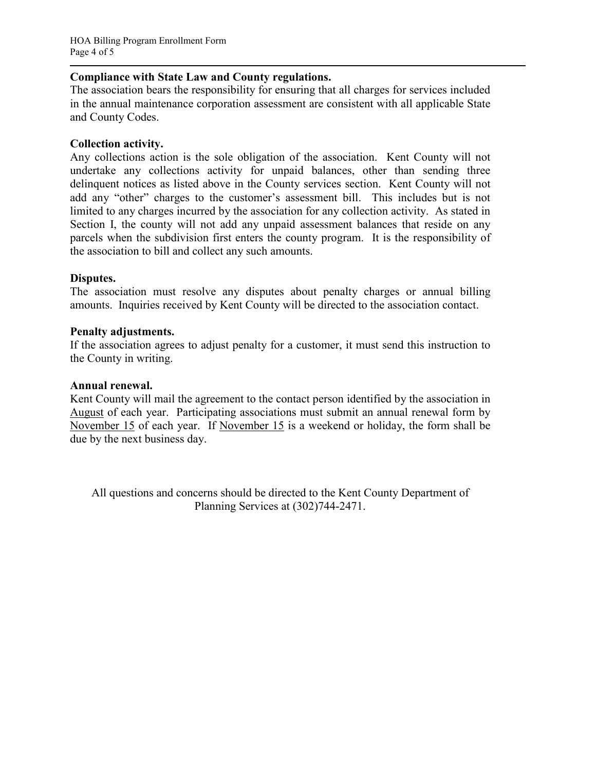**Compliance with State Law and County regulations.**
The association bears the responsibility for ensuring that all charges for services included in the annual maintenance corporation assessment are consistent with all applicable State and County Codes.

**Collection activity.**
Any collections action is the sole obligation of the association. Kent County will not undertake any collections activity for unpaid balances, other than sending three delinquent notices as listed above in the County services section. Kent County will not add any "other" charges to the customer's assessment bill. This includes but is not limited to any charges incurred by the association for any collection activity. As stated in Section I, the county will not add any unpaid assessment balances that reside on any parcels when the subdivision first enters the county program. It is the responsibility of the association to bill and collect any such amounts.

**Disputes.**
The association must resolve any disputes about penalty charges or annual billing amounts. Inquiries received by Kent County will be directed to the association contact.

**Penalty adjustments.**
If the association agrees to adjust penalty for a customer, it must send this instruction to the County in writing.

**Annual renewal.**
Kent County will mail the agreement to the contact person identified by the association in August of each year. Participating associations must submit an annual renewal form by November 15 of each year. If November 15 is a weekend or holiday, the form shall be due by the next business day.

All questions and concerns should be directed to the Kent County Department of Planning Services at (302)744-2471.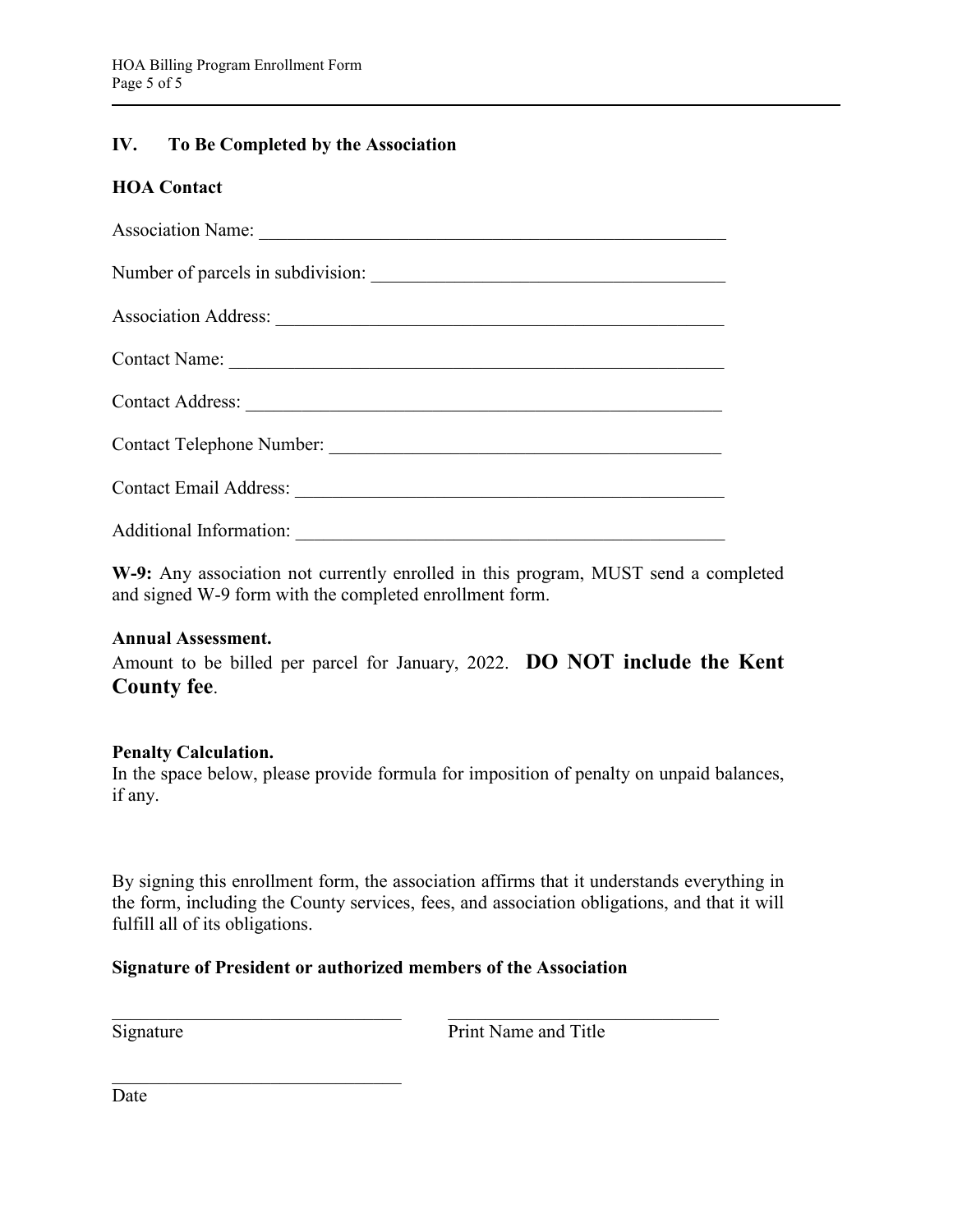## IV. To Be Completed by the Association

**HOA Contact**

Association Name: ____________________________________________________

Number of parcels in subdivision: ______________________________________

Association Address: __________________________________________________

Contact Name: ______________________________________________________

Contact Address: ____________________________________________________

Contact Telephone Number: ___________________________________________

Contact Email Address: ______________________________________________

Additional Information: _______________________________________________

**W-9:** Any association not currently enrolled in this program, MUST send a completed and signed W-9 form with the completed enrollment form.

**Annual Assessment.**
Amount to be billed per parcel for January, 2022. **DO NOT include the Kent County fee**.

**Penalty Calculation.**
In the space below, please provide formula for imposition of penalty on unpaid balances, if any.

By signing this enrollment form, the association affirms that it understands everything in the form, including the County services, fees, and association obligations, and that it will fulfill all of its obligations.

**Signature of President or authorized members of the Association**

______________________________ ______________________________
Signature Print Name and Title

______________________________
Date